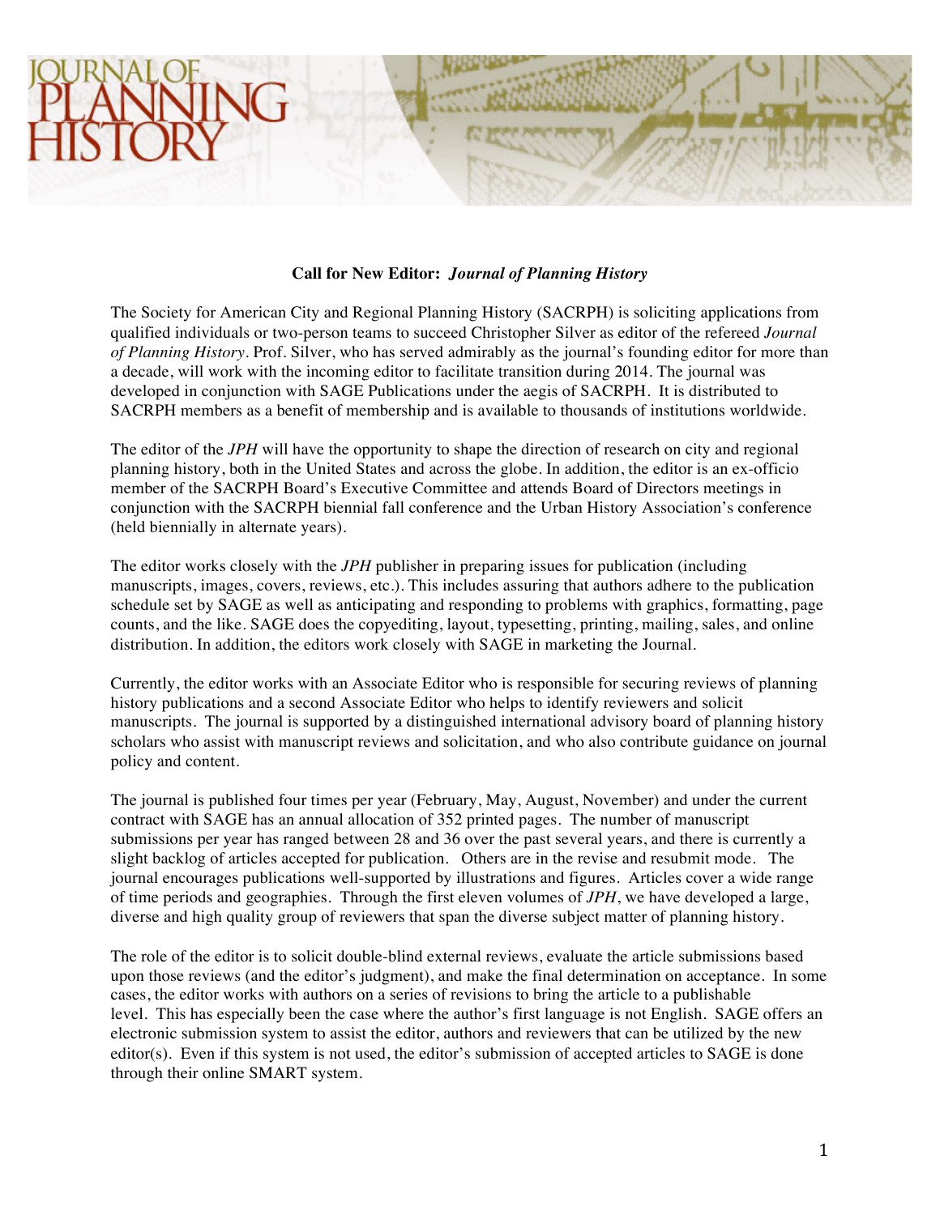**Call for New Editor: *Journal of Planning History***

The Society for American City and Regional Planning History (SACRPH) is soliciting applications from qualified individuals or two-person teams to succeed Christopher Silver as editor of the refereed *Journal of Planning History*. Prof. Silver, who has served admirably as the journal's founding editor for more than a decade, will work with the incoming editor to facilitate transition during 2014. The journal was developed in conjunction with SAGE Publications under the aegis of SACRPH. It is distributed to SACRPH members as a benefit of membership and is available to thousands of institutions worldwide.

The editor of the *JPH* will have the opportunity to shape the direction of research on city and regional planning history, both in the United States and across the globe. In addition, the editor is an ex-officio member of the SACRPH Board's Executive Committee and attends Board of Directors meetings in conjunction with the SACRPH biennial fall conference and the Urban History Association's conference (held biennially in alternate years).

The editor works closely with the *JPH* publisher in preparing issues for publication (including manuscripts, images, covers, reviews, etc.). This includes assuring that authors adhere to the publication schedule set by SAGE as well as anticipating and responding to problems with graphics, formatting, page counts, and the like. SAGE does the copyediting, layout, typesetting, printing, mailing, sales, and online distribution. In addition, the editors work closely with SAGE in marketing the Journal.

Currently, the editor works with an Associate Editor who is responsible for securing reviews of planning history publications and a second Associate Editor who helps to identify reviewers and solicit manuscripts. The journal is supported by a distinguished international advisory board of planning history scholars who assist with manuscript reviews and solicitation, and who also contribute guidance on journal policy and content.

The journal is published four times per year (February, May, August, November) and under the current contract with SAGE has an annual allocation of 352 printed pages. The number of manuscript submissions per year has ranged between 28 and 36 over the past several years, and there is currently a slight backlog of articles accepted for publication. Others are in the revise and resubmit mode. The journal encourages publications well-supported by illustrations and figures. Articles cover a wide range of time periods and geographies. Through the first eleven volumes of *JPH*, we have developed a large, diverse and high quality group of reviewers that span the diverse subject matter of planning history.

The role of the editor is to solicit double-blind external reviews, evaluate the article submissions based upon those reviews (and the editor's judgment), and make the final determination on acceptance. In some cases, the editor works with authors on a series of revisions to bring the article to a publishable level. This has especially been the case where the author's first language is not English. SAGE offers an electronic submission system to assist the editor, authors and reviewers that can be utilized by the new editor(s). Even if this system is not used, the editor's submission of accepted articles to SAGE is done through their online SMART system.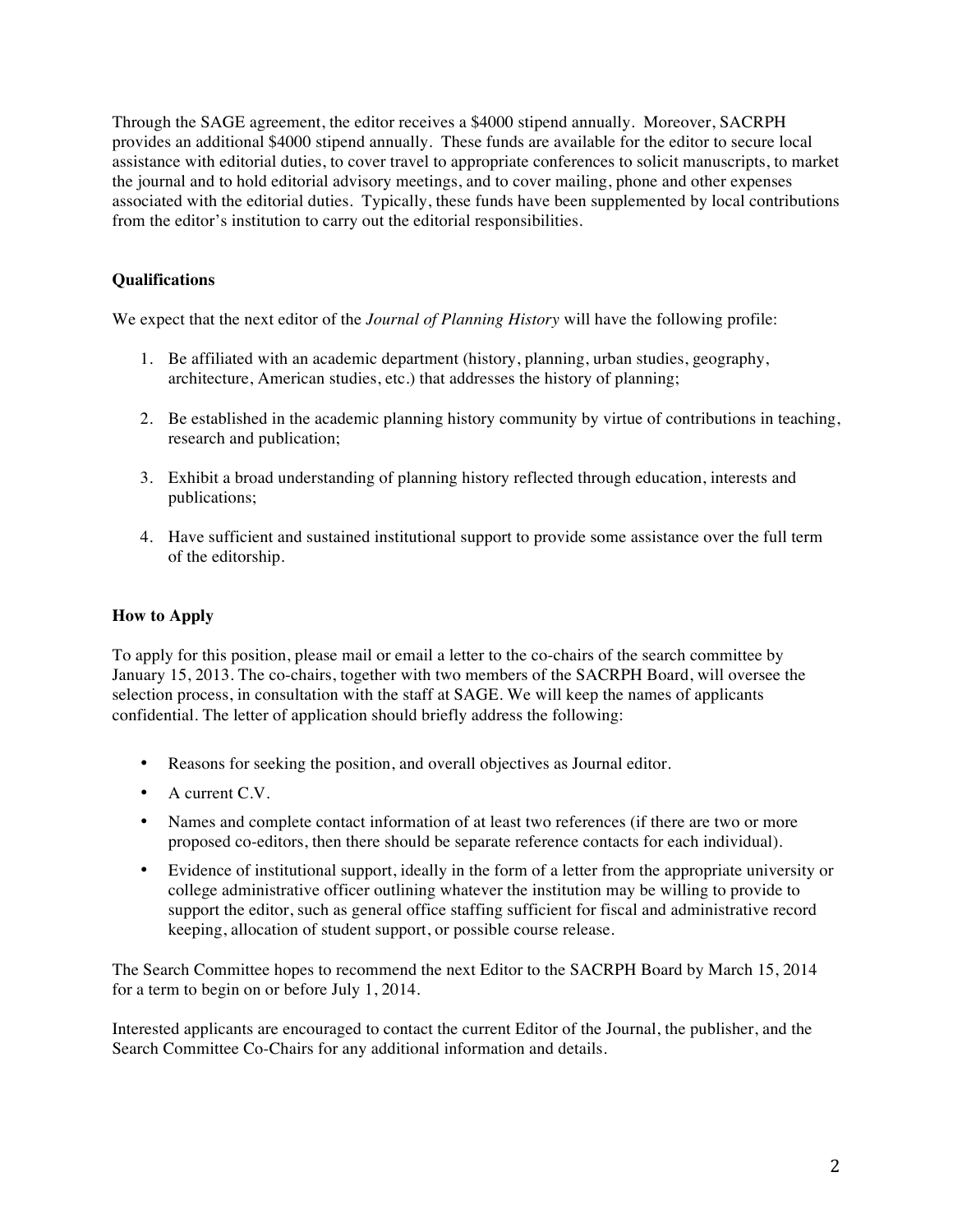Through the SAGE agreement, the editor receives a $4000 stipend annually. Moreover, SACRPH provides an additional $4000 stipend annually. These funds are available for the editor to secure local assistance with editorial duties, to cover travel to appropriate conferences to solicit manuscripts, to market the journal and to hold editorial advisory meetings, and to cover mailing, phone and other expenses associated with the editorial duties. Typically, these funds have been supplemented by local contributions from the editor's institution to carry out the editorial responsibilities.

**Qualifications**

We expect that the next editor of the *Journal of Planning History* will have the following profile:

1. Be affiliated with an academic department (history, planning, urban studies, geography, architecture, American studies, etc.) that addresses the history of planning;

2. Be established in the academic planning history community by virtue of contributions in teaching, research and publication;

3. Exhibit a broad understanding of planning history reflected through education, interests and publications;

4. Have sufficient and sustained institutional support to provide some assistance over the full term of the editorship.

**How to Apply**

To apply for this position, please mail or email a letter to the co-chairs of the search committee by January 15, 2013. The co-chairs, together with two members of the SACRPH Board, will oversee the selection process, in consultation with the staff at SAGE. We will keep the names of applicants confidential. The letter of application should briefly address the following:

- Reasons for seeking the position, and overall objectives as Journal editor.
- A current C.V.
- Names and complete contact information of at least two references (if there are two or more proposed co-editors, then there should be separate reference contacts for each individual).
- Evidence of institutional support, ideally in the form of a letter from the appropriate university or college administrative officer outlining whatever the institution may be willing to provide to support the editor, such as general office staffing sufficient for fiscal and administrative record keeping, allocation of student support, or possible course release.

The Search Committee hopes to recommend the next Editor to the SACRPH Board by March 15, 2014 for a term to begin on or before July 1, 2014.

Interested applicants are encouraged to contact the current Editor of the Journal, the publisher, and the Search Committee Co-Chairs for any additional information and details.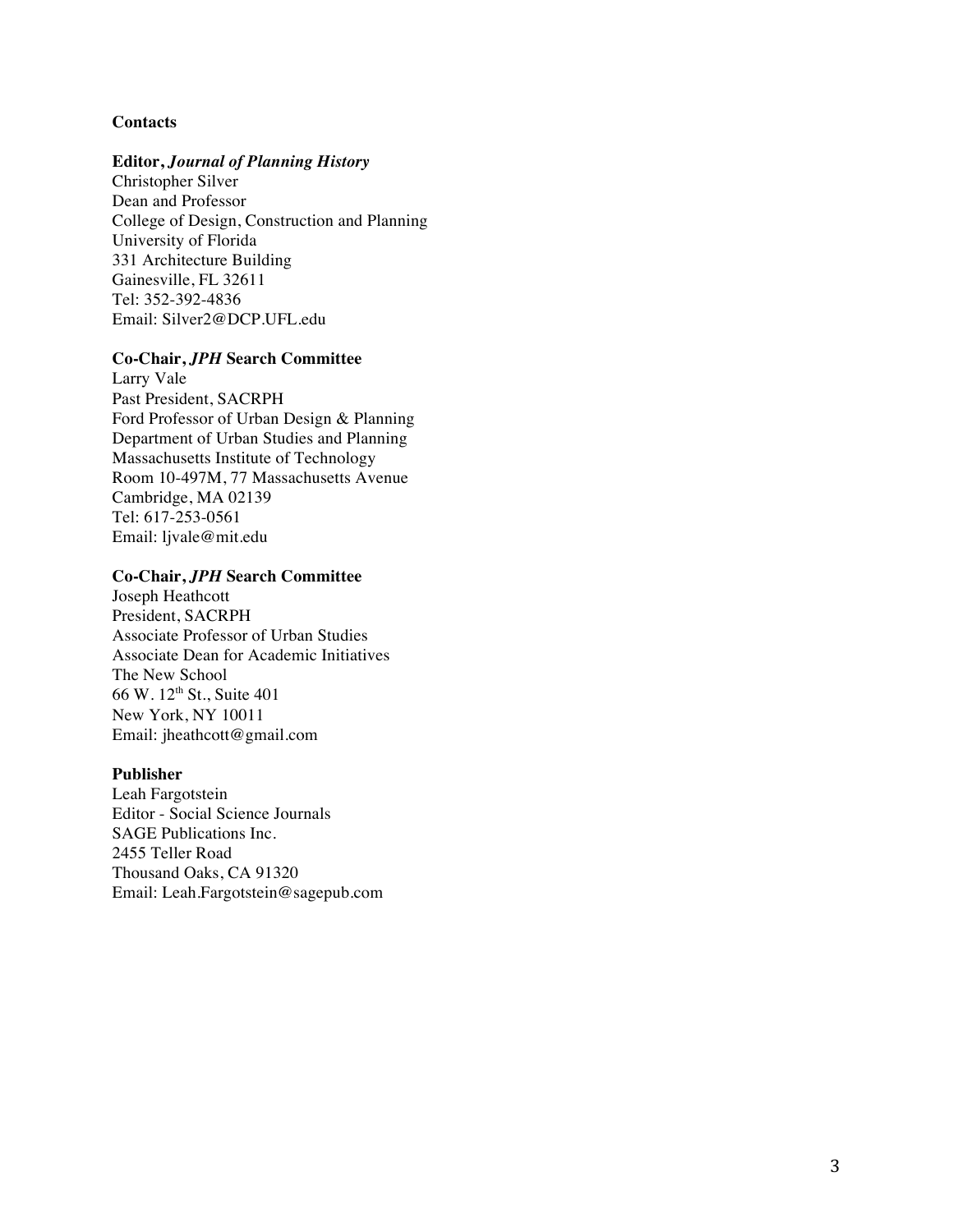**Contacts**

**Editor, *Journal of Planning History***
Christopher Silver
Dean and Professor
College of Design, Construction and Planning
University of Florida
331 Architecture Building
Gainesville, FL 32611
Tel: 352-392-4836
Email: Silver2@DCP.UFL.edu

**Co-Chair, *JPH* Search Committee**
Larry Vale
Past President, SACRPH
Ford Professor of Urban Design & Planning
Department of Urban Studies and Planning
Massachusetts Institute of Technology
Room 10-497M, 77 Massachusetts Avenue
Cambridge, MA 02139
Tel: 617-253-0561
Email: ljvale@mit.edu

**Co-Chair, *JPH* Search Committee**
Joseph Heathcott
President, SACRPH
Associate Professor of Urban Studies
Associate Dean for Academic Initiatives
The New School
66 W. 12th St., Suite 401
New York, NY 10011
Email: jheathcott@gmail.com

**Publisher**
Leah Fargotstein
Editor - Social Science Journals
SAGE Publications Inc.
2455 Teller Road
Thousand Oaks, CA 91320
Email: Leah.Fargotstein@sagepub.com